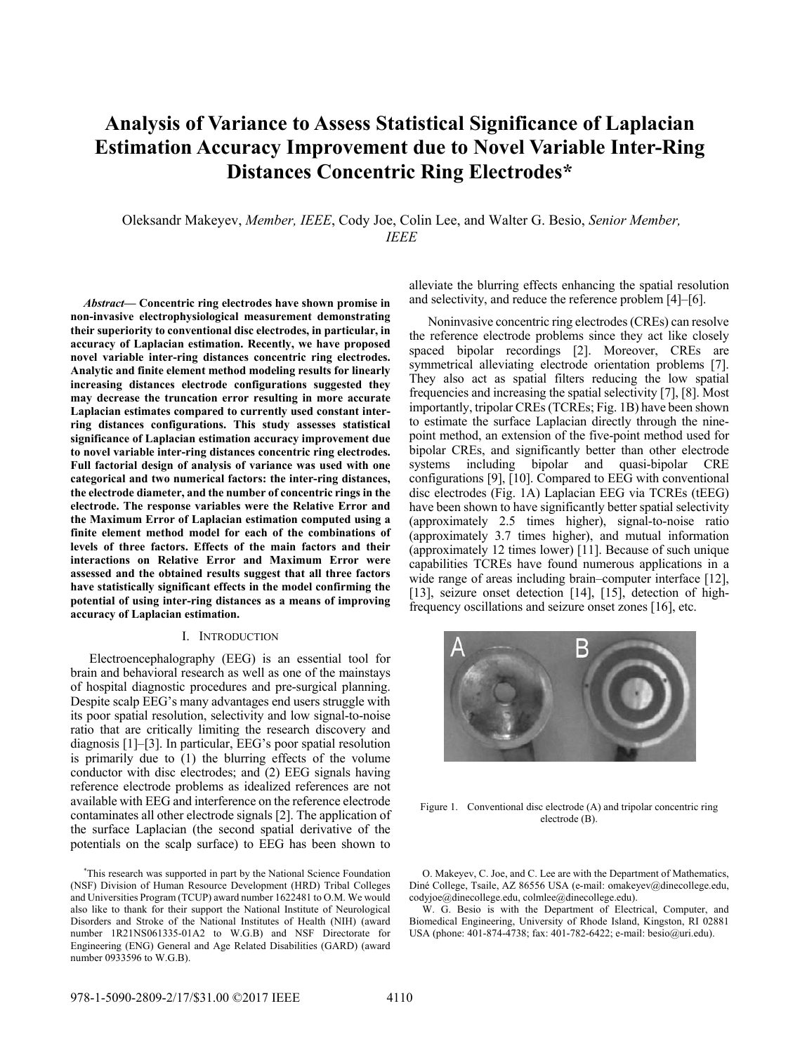# Analysis of Variance to Assess Statistical Significance of Laplacian Estimation Accuracy Improvement due to Novel Variable Inter-Ring Distances Concentric Ring Electrodes*

Oleksandr Makeyev, *Member, IEEE*, Cody Joe, Colin Lee, and Walter G. Besio, *Senior Member, IEEE*

***Abstract*— Concentric ring electrodes have shown promise in non-invasive electrophysiological measurement demonstrating their superiority to conventional disc electrodes, in particular, in accuracy of Laplacian estimation. Recently, we have proposed novel variable inter-ring distances concentric ring electrodes. Analytic and finite element method modeling results for linearly increasing distances electrode configurations suggested they may decrease the truncation error resulting in more accurate Laplacian estimates compared to currently used constant inter-ring distances configurations. This study assesses statistical significance of Laplacian estimation accuracy improvement due to novel variable inter-ring distances concentric ring electrodes. Full factorial design of analysis of variance was used with one categorical and two numerical factors: the inter-ring distances, the electrode diameter, and the number of concentric rings in the electrode. The response variables were the Relative Error and the Maximum Error of Laplacian estimation computed using a finite element method model for each of the combinations of levels of three factors. Effects of the main factors and their interactions on Relative Error and Maximum Error were assessed and the obtained results suggest that all three factors have statistically significant effects in the model confirming the potential of using inter-ring distances as a means of improving accuracy of Laplacian estimation.**

## I. Introduction

Electroencephalography (EEG) is an essential tool for brain and behavioral research as well as one of the mainstays of hospital diagnostic procedures and pre-surgical planning. Despite scalp EEG's many advantages end users struggle with its poor spatial resolution, selectivity and low signal-to-noise ratio that are critically limiting the research discovery and diagnosis [1]–[3]. In particular, EEG's poor spatial resolution is primarily due to (1) the blurring effects of the volume conductor with disc electrodes; and (2) EEG signals having reference electrode problems as idealized references are not available with EEG and interference on the reference electrode contaminates all other electrode signals [2]. The application of the surface Laplacian (the second spatial derivative of the potentials on the scalp surface) to EEG has been shown to alleviate the blurring effects enhancing the spatial resolution and selectivity, and reduce the reference problem [4]–[6].

Noninvasive concentric ring electrodes (CREs) can resolve the reference electrode problems since they act like closely spaced bipolar recordings [2]. Moreover, CREs are symmetrical alleviating electrode orientation problems [7]. They also act as spatial filters reducing the low spatial frequencies and increasing the spatial selectivity [7], [8]. Most importantly, tripolar CREs (TCREs; Fig. 1B) have been shown to estimate the surface Laplacian directly through the nine-point method, an extension of the five-point method used for bipolar CREs, and significantly better than other electrode systems including bipolar and quasi-bipolar CRE configurations [9], [10]. Compared to EEG with conventional disc electrodes (Fig. 1A) Laplacian EEG via TCREs (tEEG) have been shown to have significantly better spatial selectivity (approximately 2.5 times higher), signal-to-noise ratio (approximately 3.7 times higher), and mutual information (approximately 12 times lower) [11]. Because of such unique capabilities TCREs have found numerous applications in a wide range of areas including brain–computer interface [12], [13], seizure onset detection [14], [15], detection of high-frequency oscillations and seizure onset zones [16], etc.

Figure 1. Conventional disc electrode (A) and tripolar concentric ring electrode (B).

*This research was supported in part by the National Science Foundation (NSF) Division of Human Resource Development (HRD) Tribal Colleges and Universities Program (TCUP) award number 1622481 to O.M. We would also like to thank for their support the National Institute of Neurological Disorders and Stroke of the National Institutes of Health (NIH) (award number 1R21NS061335-01A2 to W.G.B) and NSF Directorate for Engineering (ENG) General and Age Related Disabilities (GARD) (award number 0933596 to W.G.B).

O. Makeyev, C. Joe, and C. Lee are with the Department of Mathematics, Diné College, Tsaile, AZ 86556 USA (e-mail: omakeyev@dinecollege.edu, codyjoe@dinecollege.edu, colmlee@dinecollege.edu).

W. G. Besio is with the Department of Electrical, Computer, and Biomedical Engineering, University of Rhode Island, Kingston, RI 02881 USA (phone: 401-874-4738; fax: 401-782-6422; e-mail: besio@uri.edu).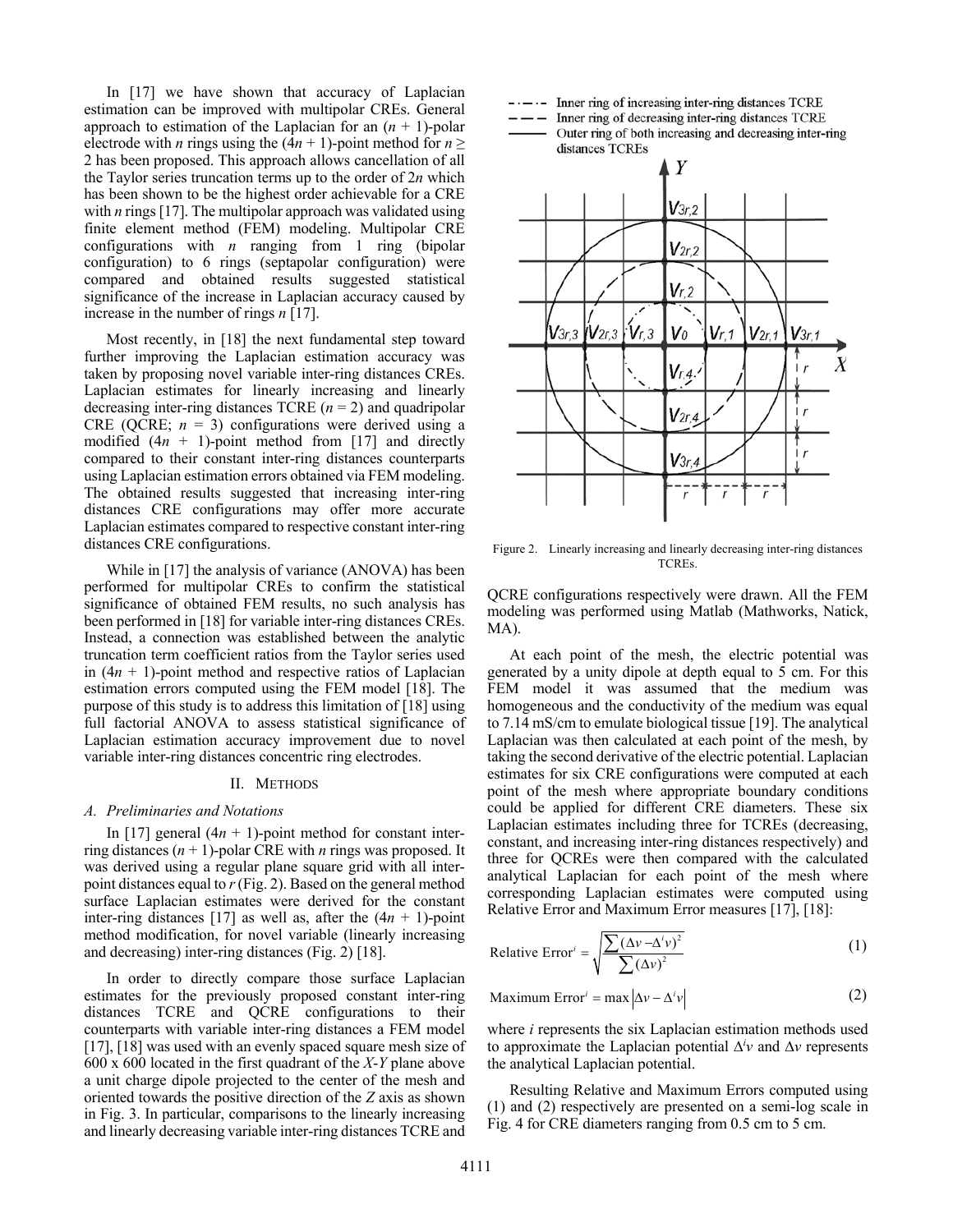In [17] we have shown that accuracy of Laplacian estimation can be improved with multipolar CREs. General approach to estimation of the Laplacian for an $(n + 1)$-polar electrode with $n$ rings using the $(4n + 1)$-point method for $n \geq 2$ has been proposed. This approach allows cancellation of all the Taylor series truncation terms up to the order of $2n$ which has been shown to be the highest order achievable for a CRE with $n$ rings [17]. The multipolar approach was validated using finite element method (FEM) modeling. Multipolar CRE configurations with $n$ ranging from 1 ring (bipolar configuration) to 6 rings (septapolar configuration) were compared and obtained results suggested statistical significance of the increase in Laplacian accuracy caused by increase in the number of rings $n$ [17].

Most recently, in [18] the next fundamental step toward further improving the Laplacian estimation accuracy was taken by proposing novel variable inter-ring distances CREs. Laplacian estimates for linearly increasing and linearly decreasing inter-ring distances TCRE ($n = 2$) and quadripolar CRE (QCRE; $n = 3$) configurations were derived using a modified $(4n + 1)$-point method from [17] and directly compared to their constant inter-ring distances counterparts using Laplacian estimation errors obtained via FEM modeling. The obtained results suggested that increasing inter-ring distances CRE configurations may offer more accurate Laplacian estimates compared to respective constant inter-ring distances CRE configurations.

While in [17] the analysis of variance (ANOVA) has been performed for multipolar CREs to confirm the statistical significance of obtained FEM results, no such analysis has been performed in [18] for variable inter-ring distances CREs. Instead, a connection was established between the analytic truncation term coefficient ratios from the Taylor series used in $(4n + 1)$-point method and respective ratios of Laplacian estimation errors computed using the FEM model [18]. The purpose of this study is to address this limitation of [18] using full factorial ANOVA to assess statistical significance of Laplacian estimation accuracy improvement due to novel variable inter-ring distances concentric ring electrodes.

## II. Methods

### A. Preliminaries and Notations

In [17] general $(4n + 1)$-point method for constant inter-ring distances $(n + 1)$-polar CRE with $n$ rings was proposed. It was derived using a regular plane square grid with all inter-point distances equal to $r$ (Fig. 2). Based on the general method surface Laplacian estimates were derived for the constant inter-ring distances [17] as well as, after the $(4n + 1)$-point method modification, for novel variable (linearly increasing and decreasing) inter-ring distances (Fig. 2) [18].

In order to directly compare those surface Laplacian estimates for the previously proposed constant inter-ring distances TCRE and QCRE configurations to their counterparts with variable inter-ring distances a FEM model [17], [18] was used with an evenly spaced square mesh size of 600 x 600 located in the first quadrant of the $X$-$Y$ plane above a unit charge dipole projected to the center of the mesh and oriented towards the positive direction of the $Z$ axis as shown in Fig. 3. In particular, comparisons to the linearly increasing and linearly decreasing variable inter-ring distances TCRE and QCRE configurations respectively were drawn. All the FEM modeling was performed using Matlab (Mathworks, Natick, MA).

Figure 2. Linearly increasing and linearly decreasing inter-ring distances TCREs.

At each point of the mesh, the electric potential was generated by a unity dipole at depth equal to 5 cm. For this FEM model it was assumed that the medium was homogeneous and the conductivity of the medium was equal to 7.14 mS/cm to emulate biological tissue [19]. The analytical Laplacian was then calculated at each point of the mesh, by taking the second derivative of the electric potential. Laplacian estimates for six CRE configurations were computed at each point of the mesh where appropriate boundary conditions could be applied for different CRE diameters. These six Laplacian estimates including three for TCREs (decreasing, constant, and increasing inter-ring distances respectively) and three for QCREs were then compared with the calculated analytical Laplacian for each point of the mesh where corresponding Laplacian estimates were computed using Relative Error and Maximum Error measures [17], [18]:

$$\text{Relative Error}^{i} = \sqrt{\frac{\sum(\Delta v - \Delta^{i} v)^{2}}{\sum(\Delta v)^{2}}} \tag{1}$$

$$\text{Maximum Error}^{i} = \max\left|\Delta v - \Delta^{i} v\right| \tag{2}$$

where $i$ represents the six Laplacian estimation methods used to approximate the Laplacian potential $\Delta^{i}v$ and $\Delta v$ represents the analytical Laplacian potential.

Resulting Relative and Maximum Errors computed using (1) and (2) respectively are presented on a semi-log scale in Fig. 4 for CRE diameters ranging from 0.5 cm to 5 cm.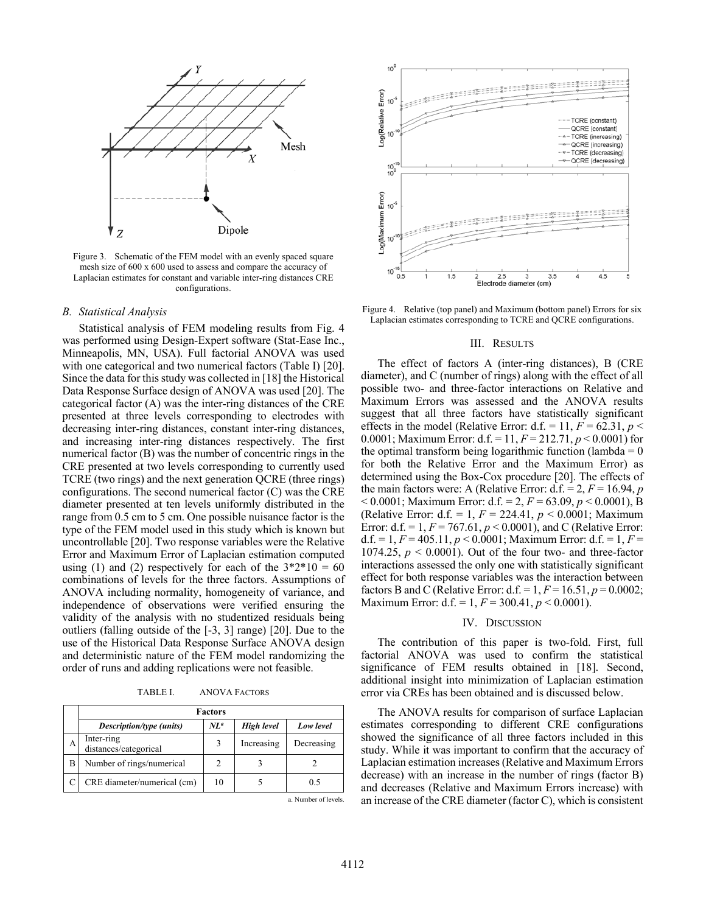Figure 3. Schematic of the FEM model with an evenly spaced square mesh size of 600 x 600 used to assess and compare the accuracy of Laplacian estimates for constant and variable inter-ring distances CRE configurations.

### *B. Statistical Analysis*

Statistical analysis of FEM modeling results from Fig. 4 was performed using Design-Expert software (Stat-Ease Inc., Minneapolis, MN, USA). Full factorial ANOVA was used with one categorical and two numerical factors (Table I) [20]. Since the data for this study was collected in [18] the Historical Data Response Surface design of ANOVA was used [20]. The categorical factor (A) was the inter-ring distances of the CRE presented at three levels corresponding to electrodes with decreasing inter-ring distances, constant inter-ring distances, and increasing inter-ring distances respectively. The first numerical factor (B) was the number of concentric rings in the CRE presented at two levels corresponding to currently used TCRE (two rings) and the next generation QCRE (three rings) configurations. The second numerical factor (C) was the CRE diameter presented at ten levels uniformly distributed in the range from 0.5 cm to 5 cm. One possible nuisance factor is the type of the FEM model used in this study which is known but uncontrollable [20]. Two response variables were the Relative Error and Maximum Error of Laplacian estimation computed using (1) and (2) respectively for each of the $3*2*10 = 60$ combinations of levels for the three factors. Assumptions of ANOVA including normality, homogeneity of variance, and independence of observations were verified ensuring the validity of the analysis with no studentized residuals being outliers (falling outside of the [-3, 3] range) [20]. Due to the use of the Historical Data Response Surface ANOVA design and deterministic nature of the FEM model randomizing the order of runs and adding replications were not feasible.

TABLE I. ANOVA FACTORS

| | Factors | | | |
|---|---|---|---|---|
| | *Description/type (units)* | *NL[a]* | *High level* | *Low level* |
| A | Inter-ring distances/categorical | 3 | Increasing | Decreasing |
| B | Number of rings/numerical | 2 | 3 | 2 |
| C | CRE diameter/numerical (cm) | 10 | 5 | 0.5 |

a. Number of levels.

Figure 4. Relative (top panel) and Maximum (bottom panel) Errors for six Laplacian estimates corresponding to TCRE and QCRE configurations.

## III. RESULTS

The effect of factors A (inter-ring distances), B (CRE diameter), and C (number of rings) along with the effect of all possible two- and three-factor interactions on Relative and Maximum Errors was assessed and the ANOVA results suggest that all three factors have statistically significant effects in the model (Relative Error: d.f. = 11, $F = 62.31$, $p < 0.0001$; Maximum Error: d.f. = 11, $F = 212.71$, $p < 0.0001$) for the optimal transform being logarithmic function (lambda = 0 for both the Relative Error and the Maximum Error) as determined using the Box-Cox procedure [20]. The effects of the main factors were: A (Relative Error: d.f. = 2, $F = 16.94$, $p < 0.0001$; Maximum Error: d.f. = 2, $F = 63.09$, $p < 0.0001$), B (Relative Error: d.f. = 1, $F = 224.41$, $p < 0.0001$; Maximum Error: d.f. = 1, $F = 767.61$, $p < 0.0001$), and C (Relative Error: d.f. = 1, $F = 405.11$, $p < 0.0001$; Maximum Error: d.f. = 1, $F = 1074.25$, $p < 0.0001$). Out of the four two- and three-factor interactions assessed the only one with statistically significant effect for both response variables was the interaction between factors B and C (Relative Error: d.f. = 1, $F = 16.51$, $p = 0.0002$; Maximum Error: d.f. = 1, $F = 300.41$, $p < 0.0001$).

## IV. DISCUSSION

The contribution of this paper is two-fold. First, full factorial ANOVA was used to confirm the statistical significance of FEM results obtained in [18]. Second, additional insight into minimization of Laplacian estimation error via CREs has been obtained and is discussed below.

The ANOVA results for comparison of surface Laplacian estimates corresponding to different CRE configurations showed the significance of all three factors included in this study. While it was important to confirm that the accuracy of Laplacian estimation increases (Relative and Maximum Errors decrease) with an increase in the number of rings (factor B) and decreases (Relative and Maximum Errors increase) with an increase of the CRE diameter (factor C), which is consistent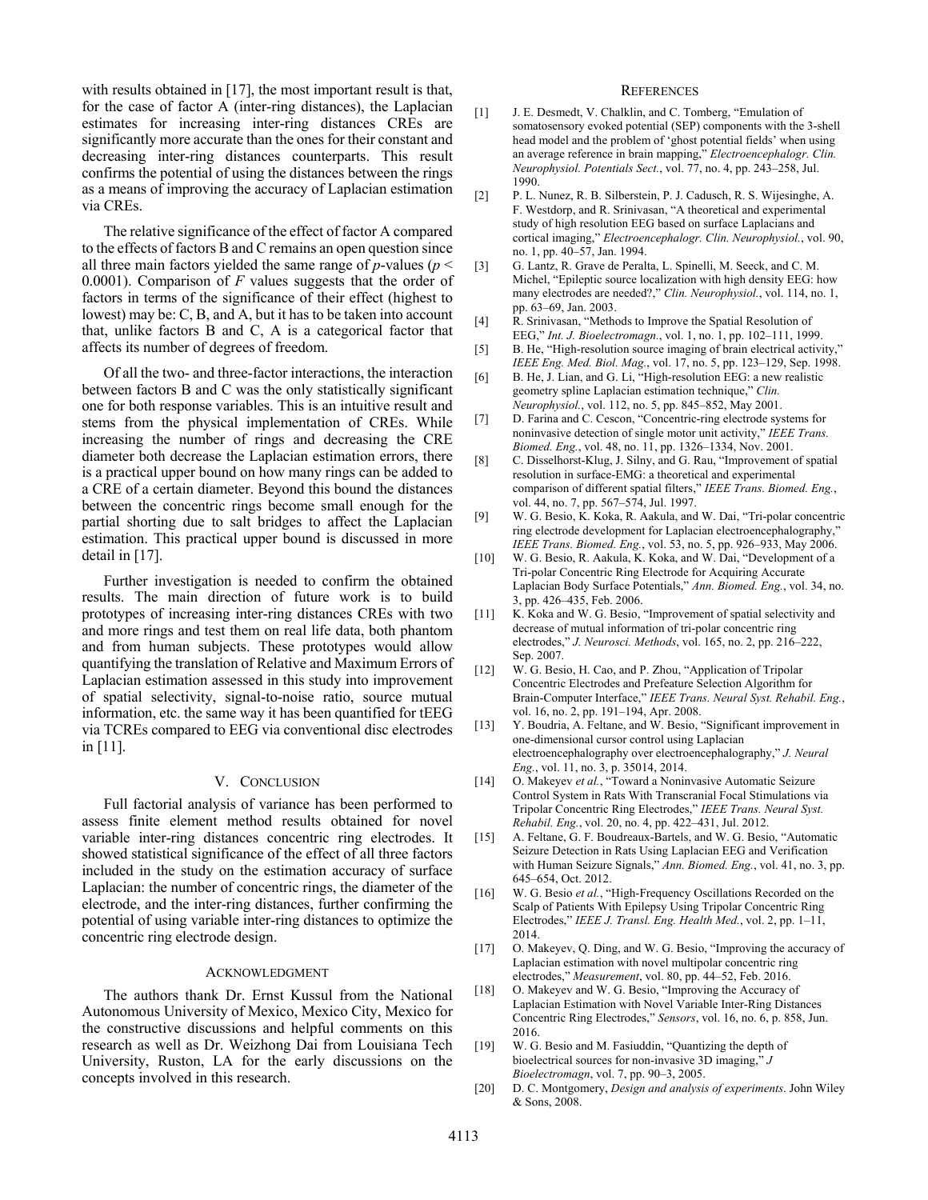with results obtained in [17], the most important result is that, for the case of factor A (inter-ring distances), the Laplacian estimates for increasing inter-ring distances CREs are significantly more accurate than the ones for their constant and decreasing inter-ring distances counterparts. This result confirms the potential of using the distances between the rings as a means of improving the accuracy of Laplacian estimation via CREs.

The relative significance of the effect of factor A compared to the effects of factors B and C remains an open question since all three main factors yielded the same range of $p$-values ($p < 0.0001$). Comparison of $F$ values suggests that the order of factors in terms of the significance of their effect (highest to lowest) may be: C, B, and A, but it has to be taken into account that, unlike factors B and C, A is a categorical factor that affects its number of degrees of freedom.

Of all the two- and three-factor interactions, the interaction between factors B and C was the only statistically significant one for both response variables. This is an intuitive result and stems from the physical implementation of CREs. While increasing the number of rings and decreasing the CRE diameter both decrease the Laplacian estimation errors, there is a practical upper bound on how many rings can be added to a CRE of a certain diameter. Beyond this bound the distances between the concentric rings become small enough for the partial shorting due to salt bridges to affect the Laplacian estimation. This practical upper bound is discussed in more detail in [17].

Further investigation is needed to confirm the obtained results. The main direction of future work is to build prototypes of increasing inter-ring distances CREs with two and more rings and test them on real life data, both phantom and from human subjects. These prototypes would allow quantifying the translation of Relative and Maximum Errors of Laplacian estimation assessed in this study into improvement of spatial selectivity, signal-to-noise ratio, source mutual information, etc. the same way it has been quantified for tEEG via TCREs compared to EEG via conventional disc electrodes in [11].

## V. Conclusion

Full factorial analysis of variance has been performed to assess finite element method results obtained for novel variable inter-ring distances concentric ring electrodes. It showed statistical significance of the effect of all three factors included in the study on the estimation accuracy of surface Laplacian: the number of concentric rings, the diameter of the electrode, and the inter-ring distances, further confirming the potential of using variable inter-ring distances to optimize the concentric ring electrode design.

## Acknowledgment

The authors thank Dr. Ernst Kussul from the National Autonomous University of Mexico, Mexico City, Mexico for the constructive discussions and helpful comments on this research as well as Dr. Weizhong Dai from Louisiana Tech University, Ruston, LA for the early discussions on the concepts involved in this research.

## References

[1] J. E. Desmedt, V. Chalklin, and C. Tomberg, "Emulation of somatosensory evoked potential (SEP) components with the 3-shell head model and the problem of 'ghost potential fields' when using an average reference in brain mapping," *Electroencephalogr. Clin. Neurophysiol. Potentials Sect.*, vol. 77, no. 4, pp. 243–258, Jul. 1990.

[2] P. L. Nunez, R. B. Silberstein, P. J. Cadusch, R. S. Wijesinghe, A. F. Westdorp, and R. Srinivasan, "A theoretical and experimental study of high resolution EEG based on surface Laplacians and cortical imaging," *Electroencephalogr. Clin. Neurophysiol.*, vol. 90, no. 1, pp. 40–57, Jan. 1994.

[3] G. Lantz, R. Grave de Peralta, L. Spinelli, M. Seeck, and C. M. Michel, "Epileptic source localization with high density EEG: how many electrodes are needed?," *Clin. Neurophysiol.*, vol. 114, no. 1, pp. 63–69, Jan. 2003.

[4] R. Srinivasan, "Methods to Improve the Spatial Resolution of EEG," *Int. J. Bioelectromagn.*, vol. 1, no. 1, pp. 102–111, 1999.

[5] B. He, "High-resolution source imaging of brain electrical activity," *IEEE Eng. Med. Biol. Mag.*, vol. 17, no. 5, pp. 123–129, Sep. 1998.

[6] B. He, J. Lian, and G. Li, "High-resolution EEG: a new realistic geometry spline Laplacian estimation technique," *Clin. Neurophysiol.*, vol. 112, no. 5, pp. 845–852, May 2001.

[7] D. Farina and C. Cescon, "Concentric-ring electrode systems for noninvasive detection of single motor unit activity," *IEEE Trans. Biomed. Eng.*, vol. 48, no. 11, pp. 1326–1334, Nov. 2001.

[8] C. Disselhorst-Klug, J. Silny, and G. Rau, "Improvement of spatial resolution in surface-EMG: a theoretical and experimental comparison of different spatial filters," *IEEE Trans. Biomed. Eng.*, vol. 44, no. 7, pp. 567–574, Jul. 1997.

[9] W. G. Besio, K. Koka, R. Aakula, and W. Dai, "Tri-polar concentric ring electrode development for Laplacian electroencephalography," *IEEE Trans. Biomed. Eng.*, vol. 53, no. 5, pp. 926–933, May 2006.

[10] W. G. Besio, R. Aakula, K. Koka, and W. Dai, "Development of a Tri-polar Concentric Ring Electrode for Acquiring Accurate Laplacian Body Surface Potentials," *Ann. Biomed. Eng.*, vol. 34, no. 3, pp. 426–435, Feb. 2006.

[11] K. Koka and W. G. Besio, "Improvement of spatial selectivity and decrease of mutual information of tri-polar concentric ring electrodes," *J. Neurosci. Methods*, vol. 165, no. 2, pp. 216–222, Sep. 2007.

[12] W. G. Besio, H. Cao, and P. Zhou, "Application of Tripolar Concentric Electrodes and Prefeature Selection Algorithm for Brain-Computer Interface," *IEEE Trans. Neural Syst. Rehabil. Eng.*, vol. 16, no. 2, pp. 191–194, Apr. 2008.

[13] Y. Boudria, A. Feltane, and W. Besio, "Significant improvement in one-dimensional cursor control using Laplacian electroencephalography over electroencephalography," *J. Neural Eng.*, vol. 11, no. 3, p. 35014, 2014.

[14] O. Makeyev *et al.*, "Toward a Noninvasive Automatic Seizure Control System in Rats With Transcranial Focal Stimulations via Tripolar Concentric Ring Electrodes," *IEEE Trans. Neural Syst. Rehabil. Eng.*, vol. 20, no. 4, pp. 422–431, Jul. 2012.

[15] A. Feltane, G. F. Boudreaux-Bartels, and W. G. Besio, "Automatic Seizure Detection in Rats Using Laplacian EEG and Verification with Human Seizure Signals," *Ann. Biomed. Eng.*, vol. 41, no. 3, pp. 645–654, Oct. 2012.

[16] W. G. Besio *et al.*, "High-Frequency Oscillations Recorded on the Scalp of Patients With Epilepsy Using Tripolar Concentric Ring Electrodes," *IEEE J. Transl. Eng. Health Med.*, vol. 2, pp. 1–11, 2014.

[17] O. Makeyev, Q. Ding, and W. G. Besio, "Improving the accuracy of Laplacian estimation with novel multipolar concentric ring electrodes," *Measurement*, vol. 80, pp. 44–52, Feb. 2016.

[18] O. Makeyev and W. G. Besio, "Improving the Accuracy of Laplacian Estimation with Novel Variable Inter-Ring Distances Concentric Ring Electrodes," *Sensors*, vol. 16, no. 6, p. 858, Jun. 2016.

[19] W. G. Besio and M. Fasiuddin, "Quantizing the depth of bioelectrical sources for non-invasive 3D imaging," *J Bioelectromagn*, vol. 7, pp. 90–3, 2005.

[20] D. C. Montgomery, *Design and analysis of experiments*. John Wiley & Sons, 2008.